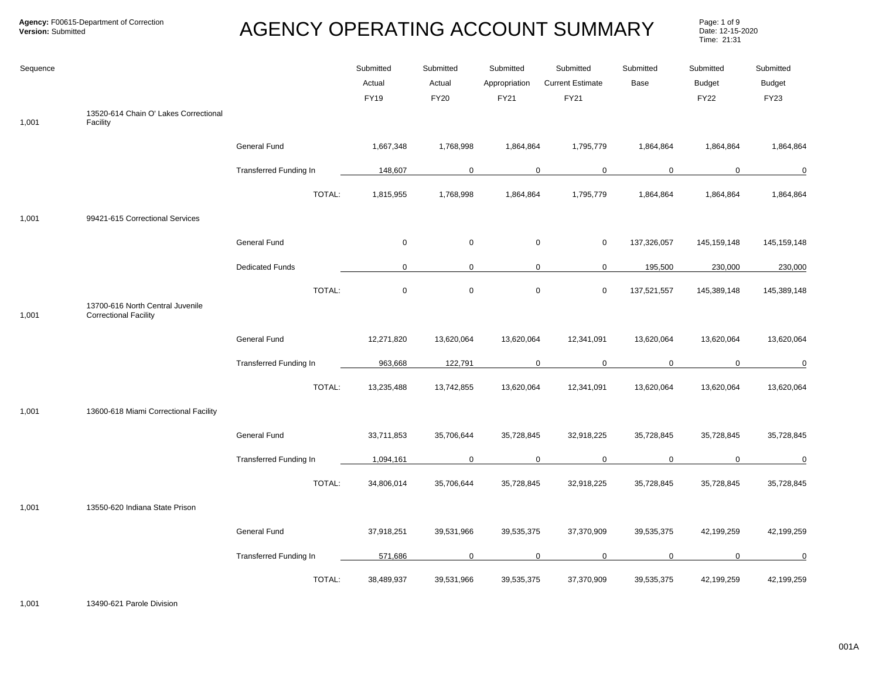**Agency:** F00615-Department of Correction
**Version:** Submitted

# AGENCY OPERATING ACCOUNT SUMMARY

Date: 12-15-2020
Time: 21:31

| Sequence | | | Submitted Actual FY19 | Submitted Actual FY20 | Submitted Appropriation FY21 | Submitted Current Estimate FY21 | Submitted Base | Submitted Budget FY22 | Submitted Budget FY23 |
|---|---|---|---|---|---|---|---|---|---|
| 1,001 | 13520-614 Chain O' Lakes Correctional Facility | | | | | | | | |
| | | General Fund | 1,667,348 | 1,768,998 | 1,864,864 | 1,795,779 | 1,864,864 | 1,864,864 | 1,864,864 |
| | | Transferred Funding In | 148,607 | 0 | 0 | 0 | 0 | 0 | 0 |
| | | TOTAL: | 1,815,955 | 1,768,998 | 1,864,864 | 1,795,779 | 1,864,864 | 1,864,864 | 1,864,864 |
| 1,001 | 99421-615 Correctional Services | | | | | | | | |
| | | General Fund | 0 | 0 | 0 | 0 | 137,326,057 | 145,159,148 | 145,159,148 |
| | | Dedicated Funds | 0 | 0 | 0 | 0 | 195,500 | 230,000 | 230,000 |
| | | TOTAL: | 0 | 0 | 0 | 0 | 137,521,557 | 145,389,148 | 145,389,148 |
| 1,001 | 13700-616 North Central Juvenile Correctional Facility | | | | | | | | |
| | | General Fund | 12,271,820 | 13,620,064 | 13,620,064 | 12,341,091 | 13,620,064 | 13,620,064 | 13,620,064 |
| | | Transferred Funding In | 963,668 | 122,791 | 0 | 0 | 0 | 0 | 0 |
| | | TOTAL: | 13,235,488 | 13,742,855 | 13,620,064 | 12,341,091 | 13,620,064 | 13,620,064 | 13,620,064 |
| 1,001 | 13600-618 Miami Correctional Facility | | | | | | | | |
| | | General Fund | 33,711,853 | 35,706,644 | 35,728,845 | 32,918,225 | 35,728,845 | 35,728,845 | 35,728,845 |
| | | Transferred Funding In | 1,094,161 | 0 | 0 | 0 | 0 | 0 | 0 |
| | | TOTAL: | 34,806,014 | 35,706,644 | 35,728,845 | 32,918,225 | 35,728,845 | 35,728,845 | 35,728,845 |
| 1,001 | 13550-620 Indiana State Prison | | | | | | | | |
| | | General Fund | 37,918,251 | 39,531,966 | 39,535,375 | 37,370,909 | 39,535,375 | 42,199,259 | 42,199,259 |
| | | Transferred Funding In | 571,686 | 0 | 0 | 0 | 0 | 0 | 0 |
| | | TOTAL: | 38,489,937 | 39,531,966 | 39,535,375 | 37,370,909 | 39,535,375 | 42,199,259 | 42,199,259 |
| 1,001 | 13490-621 Parole Division | | | | | | | | |

001A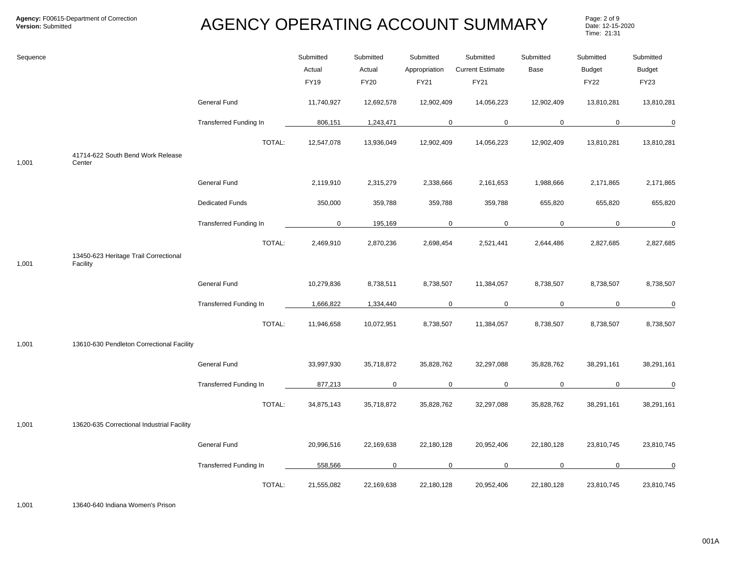**Agency:** F00615-Department of Correction
**Version:** Submitted

# AGENCY OPERATING ACCOUNT SUMMARY

Date: 12-15-2020
Time: 21:31

| Sequence | | | Submitted Actual FY19 | Submitted Actual FY20 | Submitted Appropriation FY21 | Submitted Current Estimate FY21 | Submitted Base | Submitted Budget FY22 | Submitted Budget FY23 |
|---|---|---|---|---|---|---|---|---|---|
| | | General Fund | 11,740,927 | 12,692,578 | 12,902,409 | 14,056,223 | 12,902,409 | 13,810,281 | 13,810,281 |
| | | Transferred Funding In | 806,151 | 1,243,471 | 0 | 0 | 0 | 0 | 0 |
| | | TOTAL: | 12,547,078 | 13,936,049 | 12,902,409 | 14,056,223 | 12,902,409 | 13,810,281 | 13,810,281 |
| 1,001 | 41714-622 South Bend Work Release Center | | | | | | | | |
| | | General Fund | 2,119,910 | 2,315,279 | 2,338,666 | 2,161,653 | 1,988,666 | 2,171,865 | 2,171,865 |
| | | Dedicated Funds | 350,000 | 359,788 | 359,788 | 359,788 | 655,820 | 655,820 | 655,820 |
| | | Transferred Funding In | 0 | 195,169 | 0 | 0 | 0 | 0 | 0 |
| | | TOTAL: | 2,469,910 | 2,870,236 | 2,698,454 | 2,521,441 | 2,644,486 | 2,827,685 | 2,827,685 |
| 1,001 | 13450-623 Heritage Trail Correctional Facility | | | | | | | | |
| | | General Fund | 10,279,836 | 8,738,511 | 8,738,507 | 11,384,057 | 8,738,507 | 8,738,507 | 8,738,507 |
| | | Transferred Funding In | 1,666,822 | 1,334,440 | 0 | 0 | 0 | 0 | 0 |
| | | TOTAL: | 11,946,658 | 10,072,951 | 8,738,507 | 11,384,057 | 8,738,507 | 8,738,507 | 8,738,507 |
| 1,001 | 13610-630 Pendleton Correctional Facility | | | | | | | | |
| | | General Fund | 33,997,930 | 35,718,872 | 35,828,762 | 32,297,088 | 35,828,762 | 38,291,161 | 38,291,161 |
| | | Transferred Funding In | 877,213 | 0 | 0 | 0 | 0 | 0 | 0 |
| | | TOTAL: | 34,875,143 | 35,718,872 | 35,828,762 | 32,297,088 | 35,828,762 | 38,291,161 | 38,291,161 |
| 1,001 | 13620-635 Correctional Industrial Facility | | | | | | | | |
| | | General Fund | 20,996,516 | 22,169,638 | 22,180,128 | 20,952,406 | 22,180,128 | 23,810,745 | 23,810,745 |
| | | Transferred Funding In | 558,566 | 0 | 0 | 0 | 0 | 0 | 0 |
| | | TOTAL: | 21,555,082 | 22,169,638 | 22,180,128 | 20,952,406 | 22,180,128 | 23,810,745 | 23,810,745 |
| 1,001 | 13640-640 Indiana Women's Prison | | | | | | | | |

001A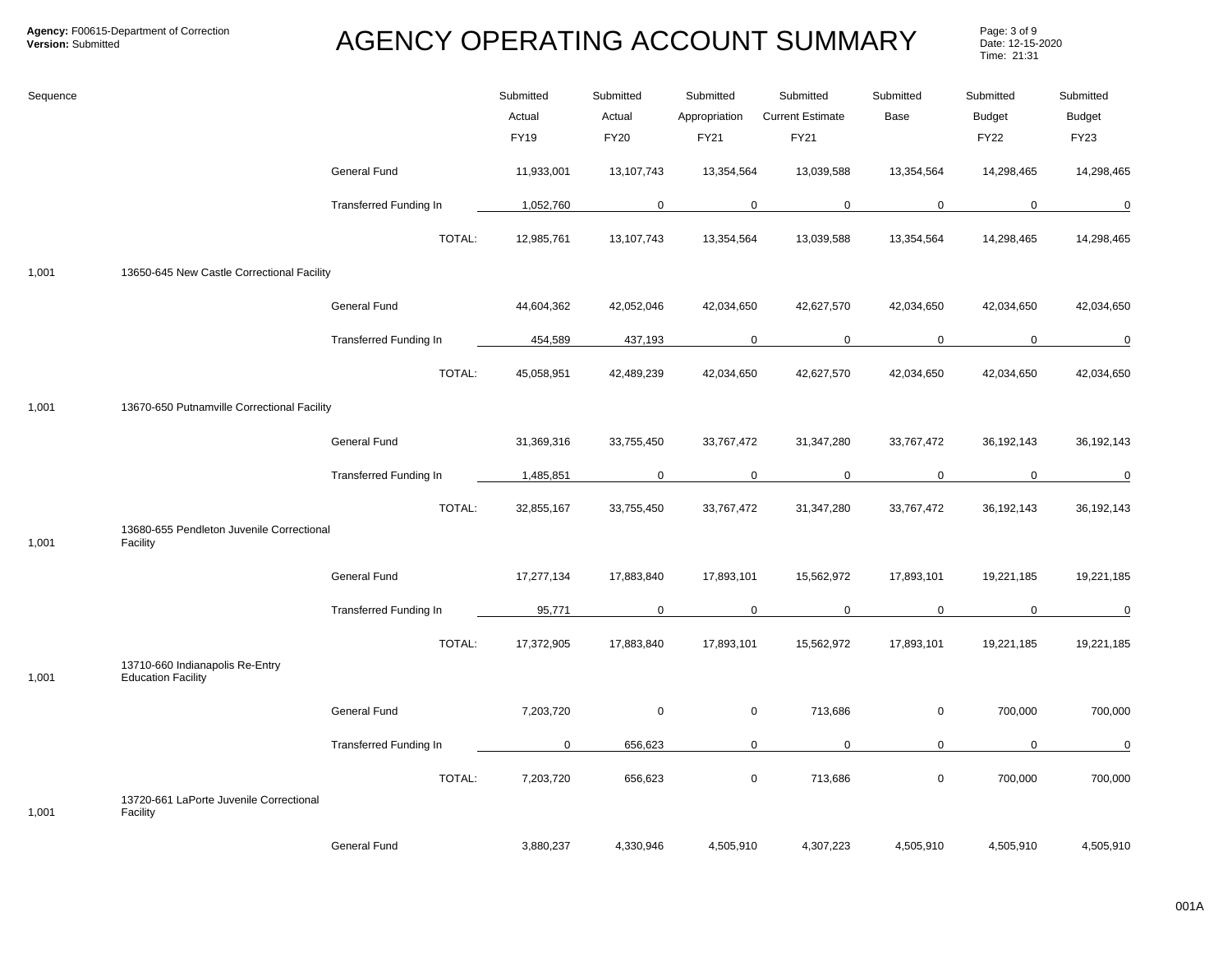**Agency:** F00615-Department of Correction
**Version:** Submitted

# AGENCY OPERATING ACCOUNT SUMMARY

Date: 12-15-2020
Time: 21:31

| Sequence | | | Submitted Actual FY19 | Submitted Actual FY20 | Submitted Appropriation FY21 | Submitted Current Estimate FY21 | Submitted Base | Submitted Budget FY22 | Submitted Budget FY23 |
|---|---|---|---|---|---|---|---|---|---|
| | | General Fund | 11,933,001 | 13,107,743 | 13,354,564 | 13,039,588 | 13,354,564 | 14,298,465 | 14,298,465 |
| | | Transferred Funding In | 1,052,760 | 0 | 0 | 0 | 0 | 0 | 0 |
| | | TOTAL: | 12,985,761 | 13,107,743 | 13,354,564 | 13,039,588 | 13,354,564 | 14,298,465 | 14,298,465 |
| 1,001 | 13650-645 New Castle Correctional Facility | | | | | | | | |
| | | General Fund | 44,604,362 | 42,052,046 | 42,034,650 | 42,627,570 | 42,034,650 | 42,034,650 | 42,034,650 |
| | | Transferred Funding In | 454,589 | 437,193 | 0 | 0 | 0 | 0 | 0 |
| | | TOTAL: | 45,058,951 | 42,489,239 | 42,034,650 | 42,627,570 | 42,034,650 | 42,034,650 | 42,034,650 |
| 1,001 | 13670-650 Putnamville Correctional Facility | | | | | | | | |
| | | General Fund | 31,369,316 | 33,755,450 | 33,767,472 | 31,347,280 | 33,767,472 | 36,192,143 | 36,192,143 |
| | | Transferred Funding In | 1,485,851 | 0 | 0 | 0 | 0 | 0 | 0 |
| | | TOTAL: | 32,855,167 | 33,755,450 | 33,767,472 | 31,347,280 | 33,767,472 | 36,192,143 | 36,192,143 |
| 1,001 | 13680-655 Pendleton Juvenile Correctional Facility | | | | | | | | |
| | | General Fund | 17,277,134 | 17,883,840 | 17,893,101 | 15,562,972 | 17,893,101 | 19,221,185 | 19,221,185 |
| | | Transferred Funding In | 95,771 | 0 | 0 | 0 | 0 | 0 | 0 |
| | | TOTAL: | 17,372,905 | 17,883,840 | 17,893,101 | 15,562,972 | 17,893,101 | 19,221,185 | 19,221,185 |
| 1,001 | 13710-660 Indianapolis Re-Entry Education Facility | | | | | | | | |
| | | General Fund | 7,203,720 | 0 | 0 | 713,686 | 0 | 700,000 | 700,000 |
| | | Transferred Funding In | 0 | 656,623 | 0 | 0 | 0 | 0 | 0 |
| | | TOTAL: | 7,203,720 | 656,623 | 0 | 713,686 | 0 | 700,000 | 700,000 |
| 1,001 | 13720-661 LaPorte Juvenile Correctional Facility | | | | | | | | |
| | | General Fund | 3,880,237 | 4,330,946 | 4,505,910 | 4,307,223 | 4,505,910 | 4,505,910 | 4,505,910 |

001A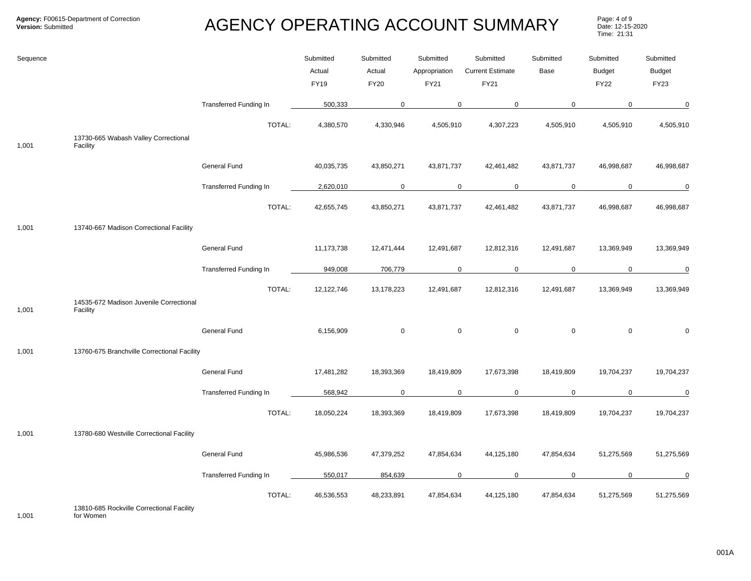**Agency:** F00615-Department of Correction
**Version:** Submitted

# AGENCY OPERATING ACCOUNT SUMMARY

Date: 12-15-2020
Time: 21:31

| Sequence | | | Submitted Actual FY19 | Submitted Actual FY20 | Submitted Appropriation FY21 | Submitted Current Estimate FY21 | Submitted Base | Submitted Budget FY22 | Submitted Budget FY23 |
|---|---|---|---|---|---|---|---|---|---|
| | | Transferred Funding In | 500,333 | 0 | 0 | 0 | 0 | 0 | 0 |
| | | TOTAL: | 4,380,570 | 4,330,946 | 4,505,910 | 4,307,223 | 4,505,910 | 4,505,910 | 4,505,910 |
| 1,001 | 13730-665 Wabash Valley Correctional Facility | | | | | | | | |
| | | General Fund | 40,035,735 | 43,850,271 | 43,871,737 | 42,461,482 | 43,871,737 | 46,998,687 | 46,998,687 |
| | | Transferred Funding In | 2,620,010 | 0 | 0 | 0 | 0 | 0 | 0 |
| | | TOTAL: | 42,655,745 | 43,850,271 | 43,871,737 | 42,461,482 | 43,871,737 | 46,998,687 | 46,998,687 |
| 1,001 | 13740-667 Madison Correctional Facility | | | | | | | | |
| | | General Fund | 11,173,738 | 12,471,444 | 12,491,687 | 12,812,316 | 12,491,687 | 13,369,949 | 13,369,949 |
| | | Transferred Funding In | 949,008 | 706,779 | 0 | 0 | 0 | 0 | 0 |
| | | TOTAL: | 12,122,746 | 13,178,223 | 12,491,687 | 12,812,316 | 12,491,687 | 13,369,949 | 13,369,949 |
| 1,001 | 14535-672 Madison Juvenile Correctional Facility | | | | | | | | |
| | | General Fund | 6,156,909 | 0 | 0 | 0 | 0 | 0 | 0 |
| 1,001 | 13760-675 Branchville Correctional Facility | | | | | | | | |
| | | General Fund | 17,481,282 | 18,393,369 | 18,419,809 | 17,673,398 | 18,419,809 | 19,704,237 | 19,704,237 |
| | | Transferred Funding In | 568,942 | 0 | 0 | 0 | 0 | 0 | 0 |
| | | TOTAL: | 18,050,224 | 18,393,369 | 18,419,809 | 17,673,398 | 18,419,809 | 19,704,237 | 19,704,237 |
| 1,001 | 13780-680 Westville Correctional Facility | | | | | | | | |
| | | General Fund | 45,986,536 | 47,379,252 | 47,854,634 | 44,125,180 | 47,854,634 | 51,275,569 | 51,275,569 |
| | | Transferred Funding In | 550,017 | 854,639 | 0 | 0 | 0 | 0 | 0 |
| | | TOTAL: | 46,536,553 | 48,233,891 | 47,854,634 | 44,125,180 | 47,854,634 | 51,275,569 | 51,275,569 |
| 1,001 | 13810-685 Rockville Correctional Facility for Women | | | | | | | | |

001A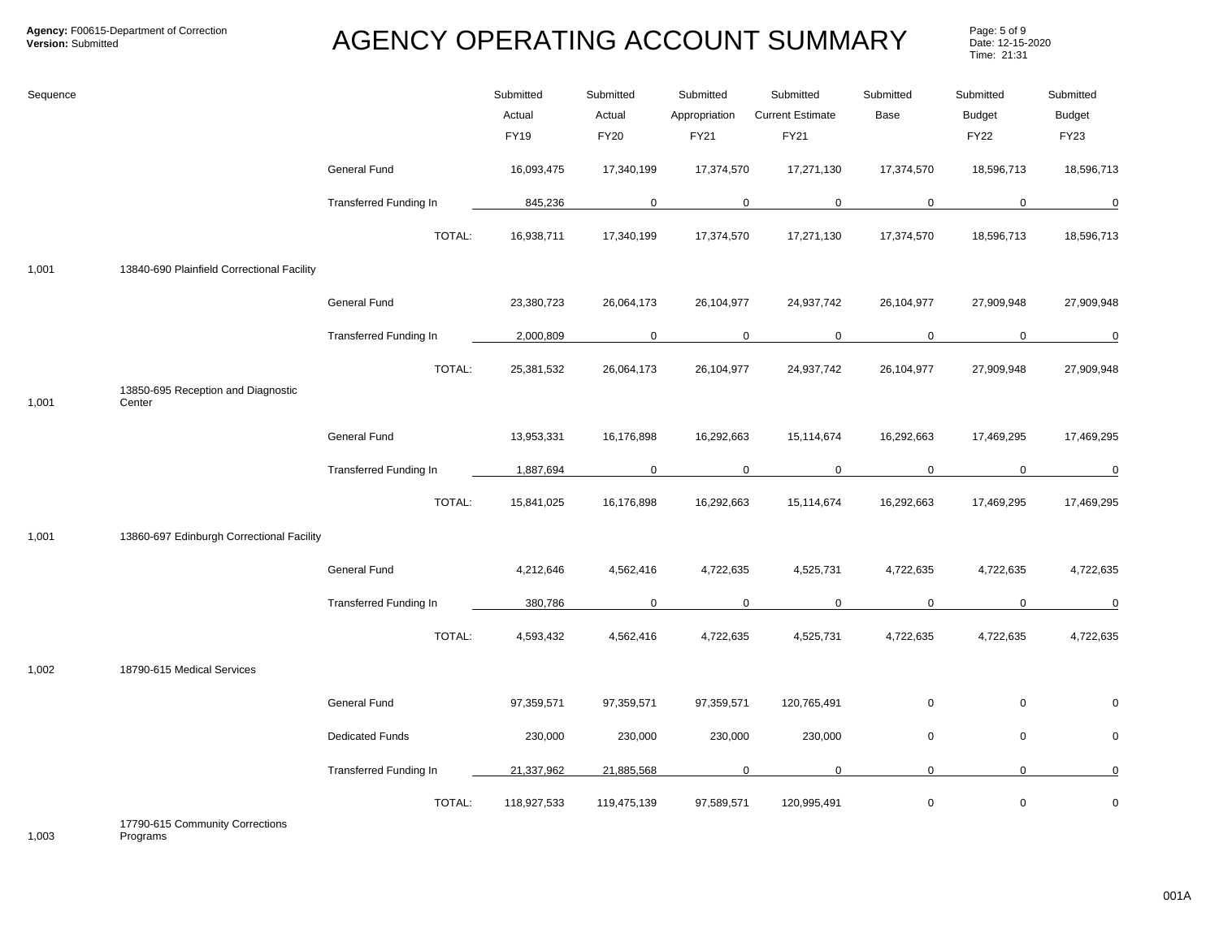**Agency:** F00615-Department of Correction
**Version:** Submitted

# AGENCY OPERATING ACCOUNT SUMMARY

Date: 12-15-2020
Time: 21:31

| Sequence | | | Submitted Actual FY19 | Submitted Actual FY20 | Submitted Appropriation FY21 | Submitted Current Estimate FY21 | Submitted Base | Submitted Budget FY22 | Submitted Budget FY23 |
|---|---|---|---|---|---|---|---|---|---|
| | | General Fund | 16,093,475 | 17,340,199 | 17,374,570 | 17,271,130 | 17,374,570 | 18,596,713 | 18,596,713 |
| | | Transferred Funding In | 845,236 | 0 | 0 | 0 | 0 | 0 | 0 |
| | | TOTAL: | 16,938,711 | 17,340,199 | 17,374,570 | 17,271,130 | 17,374,570 | 18,596,713 | 18,596,713 |
| 1,001 | 13840-690 Plainfield Correctional Facility | | | | | | | | |
| | | General Fund | 23,380,723 | 26,064,173 | 26,104,977 | 24,937,742 | 26,104,977 | 27,909,948 | 27,909,948 |
| | | Transferred Funding In | 2,000,809 | 0 | 0 | 0 | 0 | 0 | 0 |
| | | TOTAL: | 25,381,532 | 26,064,173 | 26,104,977 | 24,937,742 | 26,104,977 | 27,909,948 | 27,909,948 |
| 1,001 | 13850-695 Reception and Diagnostic Center | | | | | | | | |
| | | General Fund | 13,953,331 | 16,176,898 | 16,292,663 | 15,114,674 | 16,292,663 | 17,469,295 | 17,469,295 |
| | | Transferred Funding In | 1,887,694 | 0 | 0 | 0 | 0 | 0 | 0 |
| | | TOTAL: | 15,841,025 | 16,176,898 | 16,292,663 | 15,114,674 | 16,292,663 | 17,469,295 | 17,469,295 |
| 1,001 | 13860-697 Edinburgh Correctional Facility | | | | | | | | |
| | | General Fund | 4,212,646 | 4,562,416 | 4,722,635 | 4,525,731 | 4,722,635 | 4,722,635 | 4,722,635 |
| | | Transferred Funding In | 380,786 | 0 | 0 | 0 | 0 | 0 | 0 |
| | | TOTAL: | 4,593,432 | 4,562,416 | 4,722,635 | 4,525,731 | 4,722,635 | 4,722,635 | 4,722,635 |
| 1,002 | 18790-615 Medical Services | | | | | | | | |
| | | General Fund | 97,359,571 | 97,359,571 | 97,359,571 | 120,765,491 | 0 | 0 | 0 |
| | | Dedicated Funds | 230,000 | 230,000 | 230,000 | 230,000 | 0 | 0 | 0 |
| | | Transferred Funding In | 21,337,962 | 21,885,568 | 0 | 0 | 0 | 0 | 0 |
| | | TOTAL: | 118,927,533 | 119,475,139 | 97,589,571 | 120,995,491 | 0 | 0 | 0 |
| 1,003 | 17790-615 Community Corrections Programs | | | | | | | | |

001A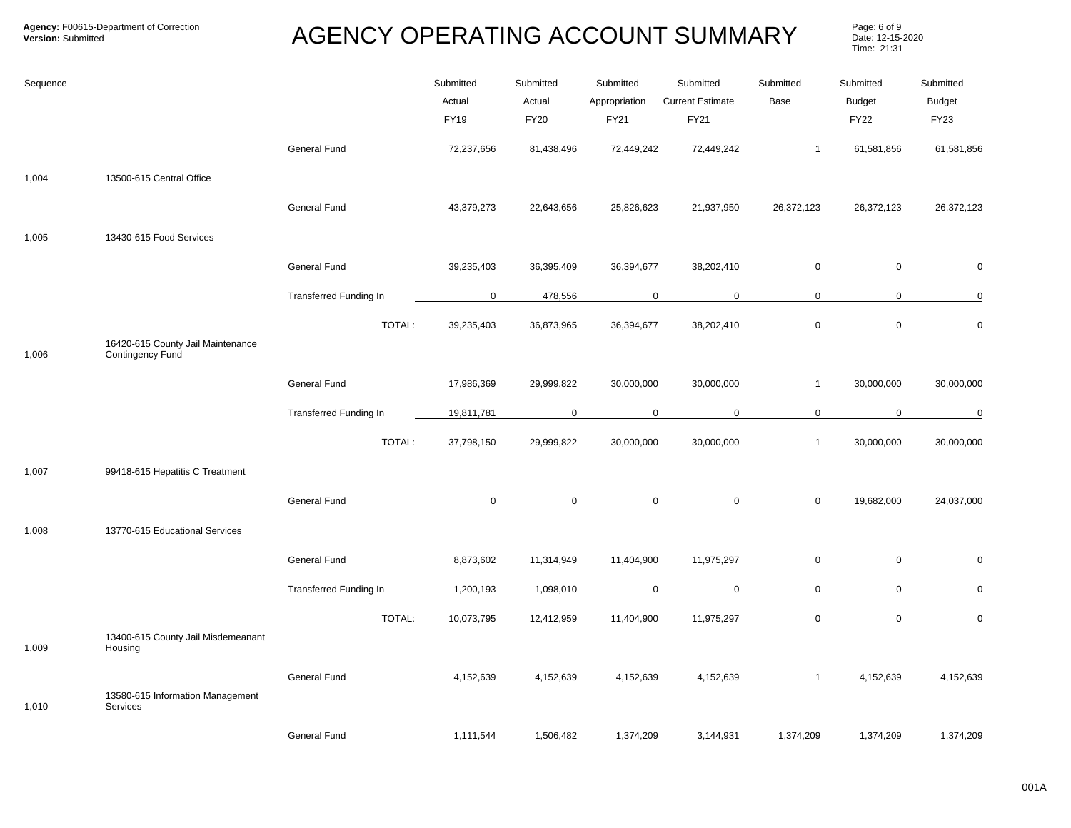**Agency:** F00615-Department of Correction
**Version:** Submitted

# AGENCY OPERATING ACCOUNT SUMMARY

Date: 12-15-2020
Time: 21:31

| Sequence | | | Submitted Actual FY19 | Submitted Actual FY20 | Submitted Appropriation FY21 | Submitted Current Estimate FY21 | Submitted Base | Submitted Budget FY22 | Submitted Budget FY23 |
|---|---|---|---|---|---|---|---|---|---|
| | | General Fund | 72,237,656 | 81,438,496 | 72,449,242 | 72,449,242 | 1 | 61,581,856 | 61,581,856 |
| 1,004 | 13500-615 Central Office | | | | | | | | |
| | | General Fund | 43,379,273 | 22,643,656 | 25,826,623 | 21,937,950 | 26,372,123 | 26,372,123 | 26,372,123 |
| 1,005 | 13430-615 Food Services | | | | | | | | |
| | | General Fund | 39,235,403 | 36,395,409 | 36,394,677 | 38,202,410 | 0 | 0 | 0 |
| | | Transferred Funding In | 0 | 478,556 | 0 | 0 | 0 | 0 | 0 |
| | | TOTAL: | 39,235,403 | 36,873,965 | 36,394,677 | 38,202,410 | 0 | 0 | 0 |
| 1,006 | 16420-615 County Jail Maintenance Contingency Fund | | | | | | | | |
| | | General Fund | 17,986,369 | 29,999,822 | 30,000,000 | 30,000,000 | 1 | 30,000,000 | 30,000,000 |
| | | Transferred Funding In | 19,811,781 | 0 | 0 | 0 | 0 | 0 | 0 |
| | | TOTAL: | 37,798,150 | 29,999,822 | 30,000,000 | 30,000,000 | 1 | 30,000,000 | 30,000,000 |
| 1,007 | 99418-615 Hepatitis C Treatment | | | | | | | | |
| | | General Fund | 0 | 0 | 0 | 0 | 0 | 19,682,000 | 24,037,000 |
| 1,008 | 13770-615 Educational Services | | | | | | | | |
| | | General Fund | 8,873,602 | 11,314,949 | 11,404,900 | 11,975,297 | 0 | 0 | 0 |
| | | Transferred Funding In | 1,200,193 | 1,098,010 | 0 | 0 | 0 | 0 | 0 |
| | | TOTAL: | 10,073,795 | 12,412,959 | 11,404,900 | 11,975,297 | 0 | 0 | 0 |
| 1,009 | 13400-615 County Jail Misdemeanant Housing | | | | | | | | |
| | | General Fund | 4,152,639 | 4,152,639 | 4,152,639 | 4,152,639 | 1 | 4,152,639 | 4,152,639 |
| 1,010 | 13580-615 Information Management Services | | | | | | | | |
| | | General Fund | 1,111,544 | 1,506,482 | 1,374,209 | 3,144,931 | 1,374,209 | 1,374,209 | 1,374,209 |

001A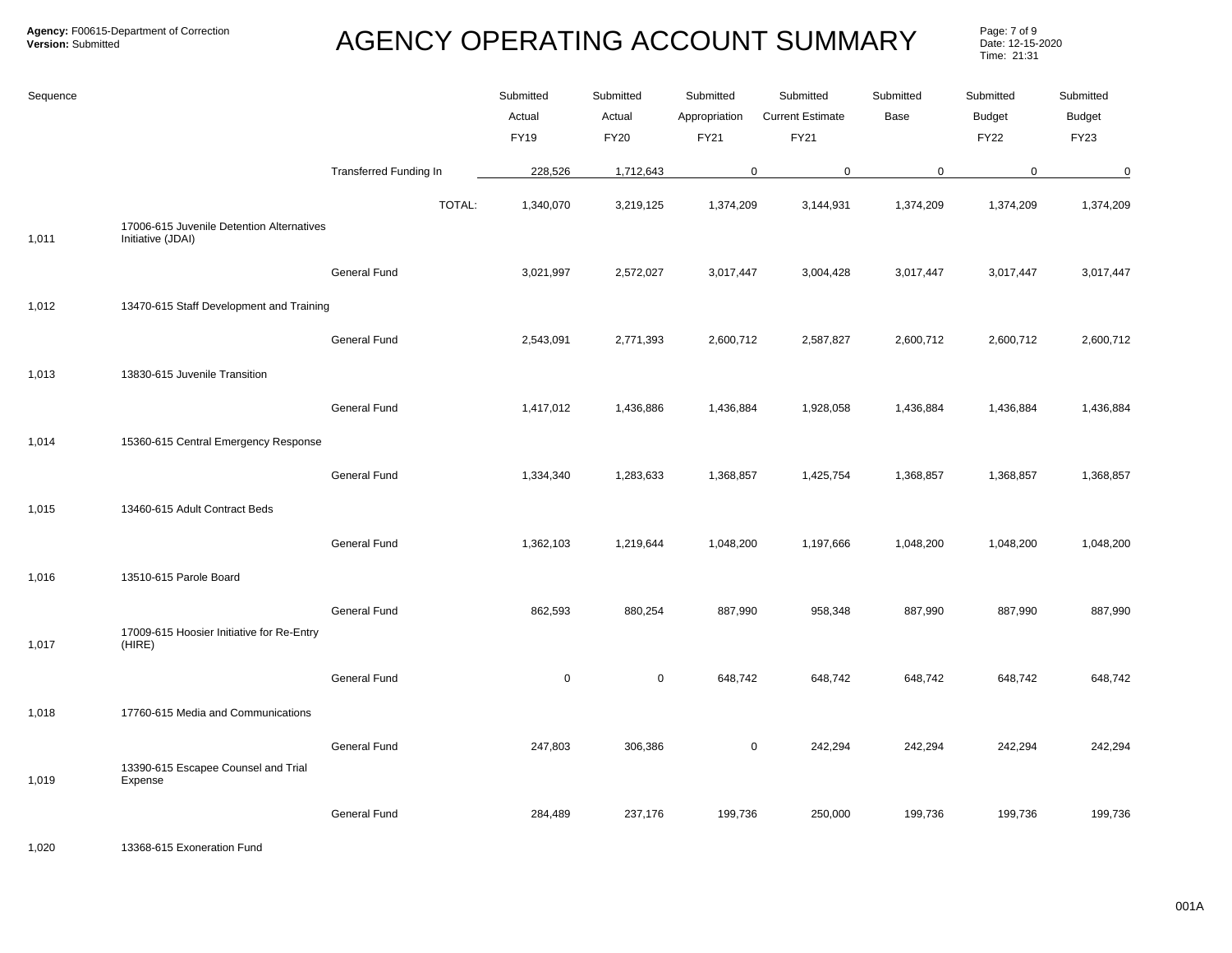# AGENCY OPERATING ACCOUNT SUMMARY

**Agency:** F00615-Department of Correction
**Version:** Submitted

Date: 12-15-2020
Time: 21:31

| Sequence | | | Submitted Actual FY19 | Submitted Actual FY20 | Submitted Appropriation FY21 | Submitted Current Estimate FY21 | Submitted Base | Submitted Budget FY22 | Submitted Budget FY23 |
|---|---|---|---|---|---|---|---|---|---|
| | | Transferred Funding In | 228,526 | 1,712,643 | 0 | 0 | 0 | 0 | 0 |
| | | TOTAL: | 1,340,070 | 3,219,125 | 1,374,209 | 3,144,931 | 1,374,209 | 1,374,209 | 1,374,209 |
| 1,011 | 17006-615 Juvenile Detention Alternatives Initiative (JDAI) | | | | | | | | |
| | | General Fund | 3,021,997 | 2,572,027 | 3,017,447 | 3,004,428 | 3,017,447 | 3,017,447 | 3,017,447 |
| 1,012 | 13470-615 Staff Development and Training | | | | | | | | |
| | | General Fund | 2,543,091 | 2,771,393 | 2,600,712 | 2,587,827 | 2,600,712 | 2,600,712 | 2,600,712 |
| 1,013 | 13830-615 Juvenile Transition | | | | | | | | |
| | | General Fund | 1,417,012 | 1,436,886 | 1,436,884 | 1,928,058 | 1,436,884 | 1,436,884 | 1,436,884 |
| 1,014 | 15360-615 Central Emergency Response | | | | | | | | |
| | | General Fund | 1,334,340 | 1,283,633 | 1,368,857 | 1,425,754 | 1,368,857 | 1,368,857 | 1,368,857 |
| 1,015 | 13460-615 Adult Contract Beds | | | | | | | | |
| | | General Fund | 1,362,103 | 1,219,644 | 1,048,200 | 1,197,666 | 1,048,200 | 1,048,200 | 1,048,200 |
| 1,016 | 13510-615 Parole Board | | | | | | | | |
| | | General Fund | 862,593 | 880,254 | 887,990 | 958,348 | 887,990 | 887,990 | 887,990 |
| 1,017 | 17009-615 Hoosier Initiative for Re-Entry (HIRE) | | | | | | | | |
| | | General Fund | 0 | 0 | 648,742 | 648,742 | 648,742 | 648,742 | 648,742 |
| 1,018 | 17760-615 Media and Communications | | | | | | | | |
| | | General Fund | 247,803 | 306,386 | 0 | 242,294 | 242,294 | 242,294 | 242,294 |
| 1,019 | 13390-615 Escapee Counsel and Trial Expense | | | | | | | | |
| | | General Fund | 284,489 | 237,176 | 199,736 | 250,000 | 199,736 | 199,736 | 199,736 |
| 1,020 | 13368-615 Exoneration Fund | | | | | | | | |

001A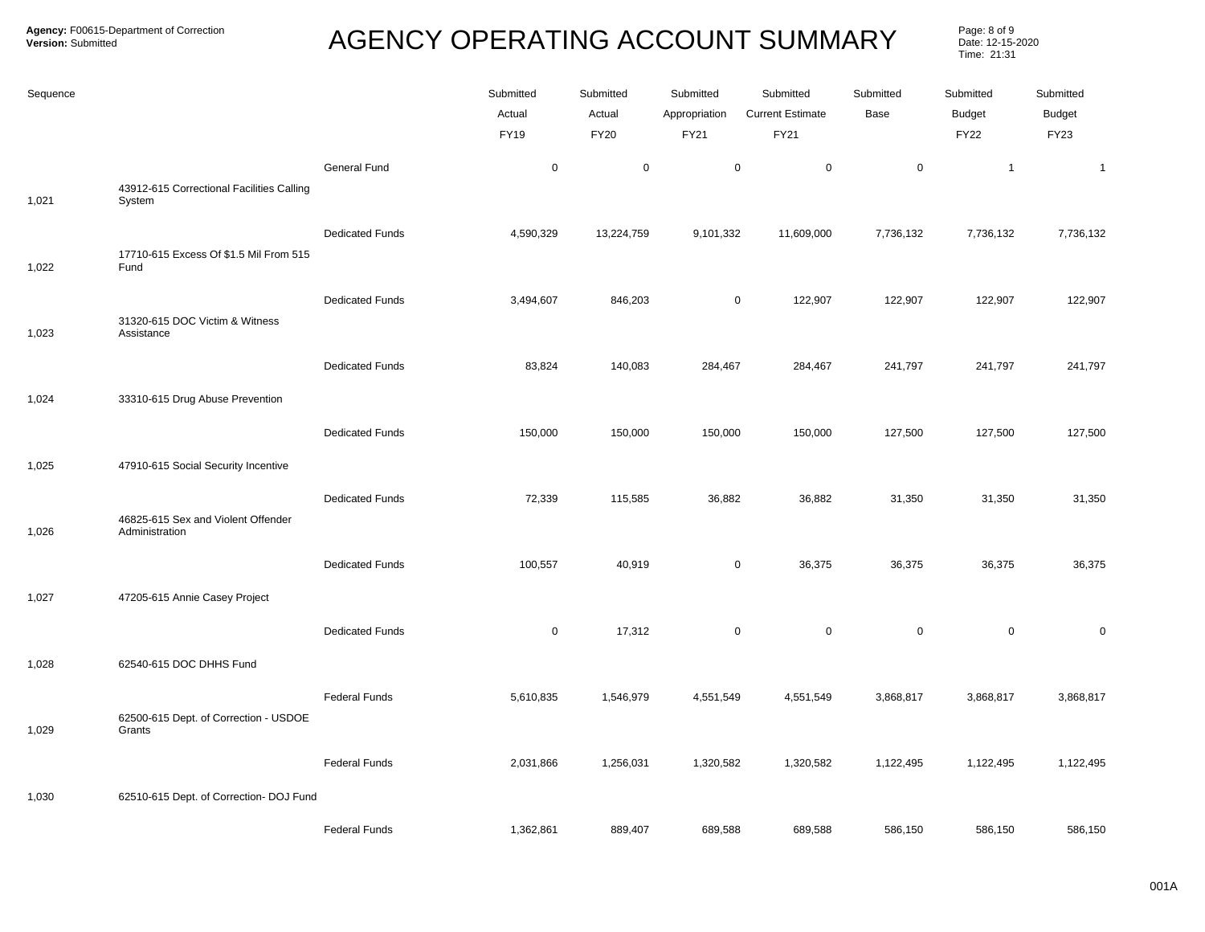**Agency:** F00615-Department of Correction
**Version:** Submitted

# AGENCY OPERATING ACCOUNT SUMMARY

Date: 12-15-2020
Time: 21:31

| Sequence | | | Submitted Actual FY19 | Submitted Actual FY20 | Submitted Appropriation FY21 | Submitted Current Estimate FY21 | Submitted Base | Submitted Budget FY22 | Submitted Budget FY23 |
|---|---|---|---|---|---|---|---|---|---|
| | | General Fund | 0 | 0 | 0 | 0 | 0 | 1 | 1 |
| 1,021 | 43912-615 Correctional Facilities Calling System | | | | | | | | |
| | | Dedicated Funds | 4,590,329 | 13,224,759 | 9,101,332 | 11,609,000 | 7,736,132 | 7,736,132 | 7,736,132 |
| 1,022 | 17710-615 Excess Of $1.5 Mil From 515 Fund | | | | | | | | |
| | | Dedicated Funds | 3,494,607 | 846,203 | 0 | 122,907 | 122,907 | 122,907 | 122,907 |
| 1,023 | 31320-615 DOC Victim & Witness Assistance | | | | | | | | |
| | | Dedicated Funds | 83,824 | 140,083 | 284,467 | 284,467 | 241,797 | 241,797 | 241,797 |
| 1,024 | 33310-615 Drug Abuse Prevention | | | | | | | | |
| | | Dedicated Funds | 150,000 | 150,000 | 150,000 | 150,000 | 127,500 | 127,500 | 127,500 |
| 1,025 | 47910-615 Social Security Incentive | | | | | | | | |
| | | Dedicated Funds | 72,339 | 115,585 | 36,882 | 36,882 | 31,350 | 31,350 | 31,350 |
| 1,026 | 46825-615 Sex and Violent Offender Administration | | | | | | | | |
| | | Dedicated Funds | 100,557 | 40,919 | 0 | 36,375 | 36,375 | 36,375 | 36,375 |
| 1,027 | 47205-615 Annie Casey Project | | | | | | | | |
| | | Dedicated Funds | 0 | 17,312 | 0 | 0 | 0 | 0 | 0 |
| 1,028 | 62540-615 DOC DHHS Fund | | | | | | | | |
| | | Federal Funds | 5,610,835 | 1,546,979 | 4,551,549 | 4,551,549 | 3,868,817 | 3,868,817 | 3,868,817 |
| 1,029 | 62500-615 Dept. of Correction - USDOE Grants | | | | | | | | |
| | | Federal Funds | 2,031,866 | 1,256,031 | 1,320,582 | 1,320,582 | 1,122,495 | 1,122,495 | 1,122,495 |
| 1,030 | 62510-615 Dept. of Correction- DOJ Fund | | | | | | | | |
| | | Federal Funds | 1,362,861 | 889,407 | 689,588 | 689,588 | 586,150 | 586,150 | 586,150 |

001A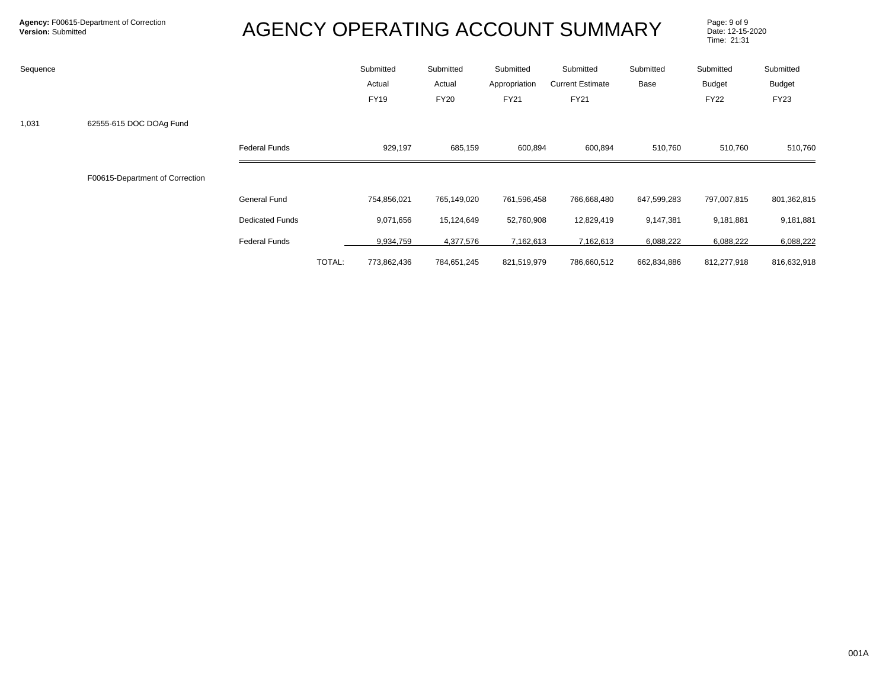**Agency:** F00615-Department of Correction
**Version:** Submitted

# AGENCY OPERATING ACCOUNT SUMMARY

Date: 12-15-2020
Time: 21:31

| Sequence | | | | Submitted Actual FY19 | Submitted Actual FY20 | Submitted Appropriation FY21 | Submitted Current Estimate FY21 | Submitted Base | Submitted Budget FY22 | Submitted Budget FY23 |
|---|---|---|---|---|---|---|---|---|---|---|
| 1,031 | 62555-615 DOC DOAg Fund | | | | | | | | | |
| | | Federal Funds | | 929,197 | 685,159 | 600,894 | 600,894 | 510,760 | 510,760 | 510,760 |
| | F00615-Department of Correction | | | | | | | | | |
| | | General Fund | | 754,856,021 | 765,149,020 | 761,596,458 | 766,668,480 | 647,599,283 | 797,007,815 | 801,362,815 |
| | | Dedicated Funds | | 9,071,656 | 15,124,649 | 52,760,908 | 12,829,419 | 9,147,381 | 9,181,881 | 9,181,881 |
| | | Federal Funds | | 9,934,759 | 4,377,576 | 7,162,613 | 7,162,613 | 6,088,222 | 6,088,222 | 6,088,222 |
| | | | TOTAL: | 773,862,436 | 784,651,245 | 821,519,979 | 786,660,512 | 662,834,886 | 812,277,918 | 816,632,918 |

001A